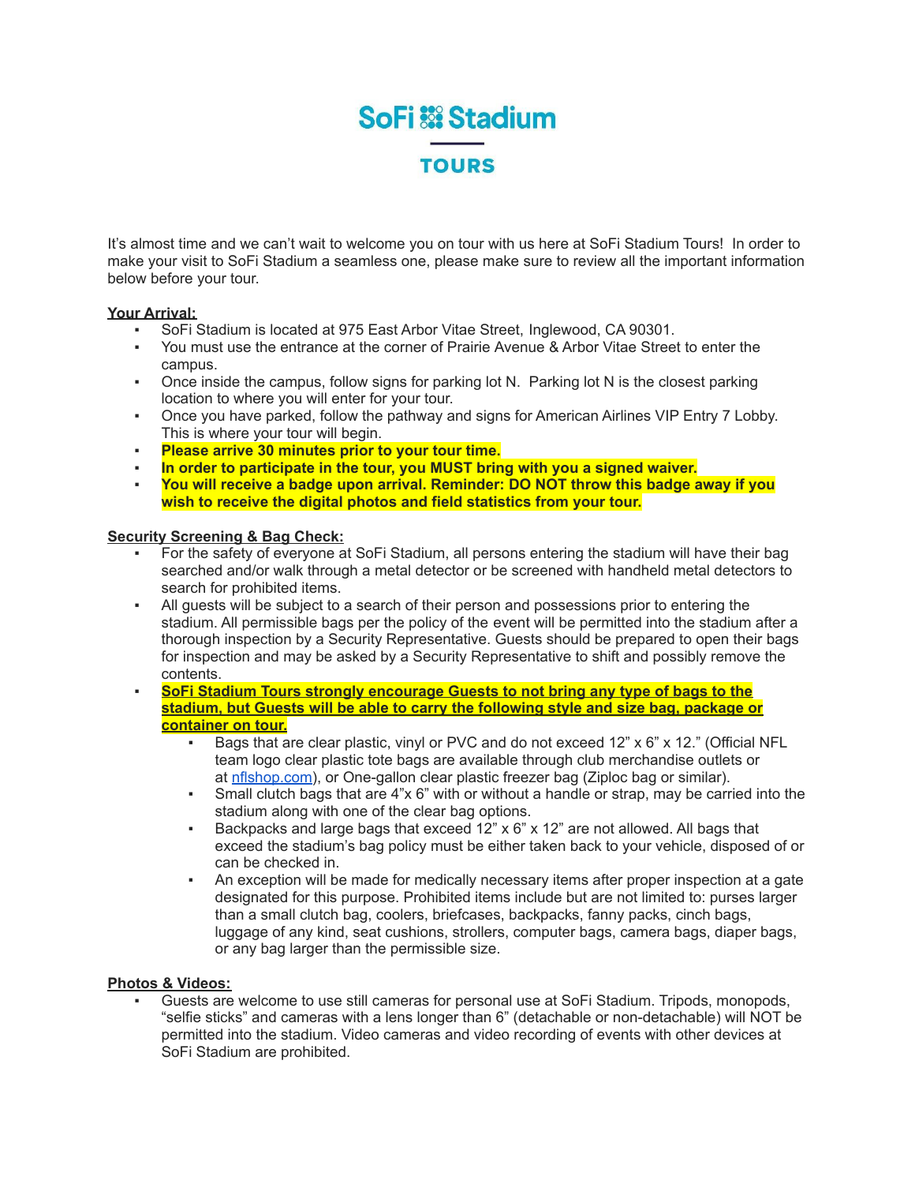# SoFi Stadium

## TOURS

It's almost time and we can't wait to welcome you on tour with us here at SoFi Stadium Tours! In order to make your visit to SoFi Stadium a seamless one, please make sure to review all the important information below before your tour.

**Your Arrival:**

- SoFi Stadium is located at 975 East Arbor Vitae Street, Inglewood, CA 90301.
- You must use the entrance at the corner of Prairie Avenue & Arbor Vitae Street to enter the campus.
- Once inside the campus, follow signs for parking lot N. Parking lot N is the closest parking location to where you will enter for your tour.
- Once you have parked, follow the pathway and signs for American Airlines VIP Entry 7 Lobby. This is where your tour will begin.
- **Please arrive 30 minutes prior to your tour time.**
- **In order to participate in the tour, you MUST bring with you a signed waiver.**
- **You will receive a badge upon arrival. Reminder: DO NOT throw this badge away if you wish to receive the digital photos and field statistics from your tour.**

**Security Screening & Bag Check:**

- For the safety of everyone at SoFi Stadium, all persons entering the stadium will have their bag searched and/or walk through a metal detector or be screened with handheld metal detectors to search for prohibited items.
- All guests will be subject to a search of their person and possessions prior to entering the stadium. All permissible bags per the policy of the event will be permitted into the stadium after a thorough inspection by a Security Representative. Guests should be prepared to open their bags for inspection and may be asked by a Security Representative to shift and possibly remove the contents.
- **SoFi Stadium Tours strongly encourage Guests to not bring any type of bags to the stadium, but Guests will be able to carry the following style and size bag, package or container on tour.**
  - Bags that are clear plastic, vinyl or PVC and do not exceed 12" x 6" x 12." (Official NFL team logo clear plastic tote bags are available through club merchandise outlets or at nflshop.com), or One-gallon clear plastic freezer bag (Ziploc bag or similar).
  - Small clutch bags that are 4"x 6" with or without a handle or strap, may be carried into the stadium along with one of the clear bag options.
  - Backpacks and large bags that exceed 12" x 6" x 12" are not allowed. All bags that exceed the stadium's bag policy must be either taken back to your vehicle, disposed of or can be checked in.
  - An exception will be made for medically necessary items after proper inspection at a gate designated for this purpose. Prohibited items include but are not limited to: purses larger than a small clutch bag, coolers, briefcases, backpacks, fanny packs, cinch bags, luggage of any kind, seat cushions, strollers, computer bags, camera bags, diaper bags, or any bag larger than the permissible size.

**Photos & Videos:**

- Guests are welcome to use still cameras for personal use at SoFi Stadium. Tripods, monopods, "selfie sticks" and cameras with a lens longer than 6" (detachable or non-detachable) will NOT be permitted into the stadium. Video cameras and video recording of events with other devices at SoFi Stadium are prohibited.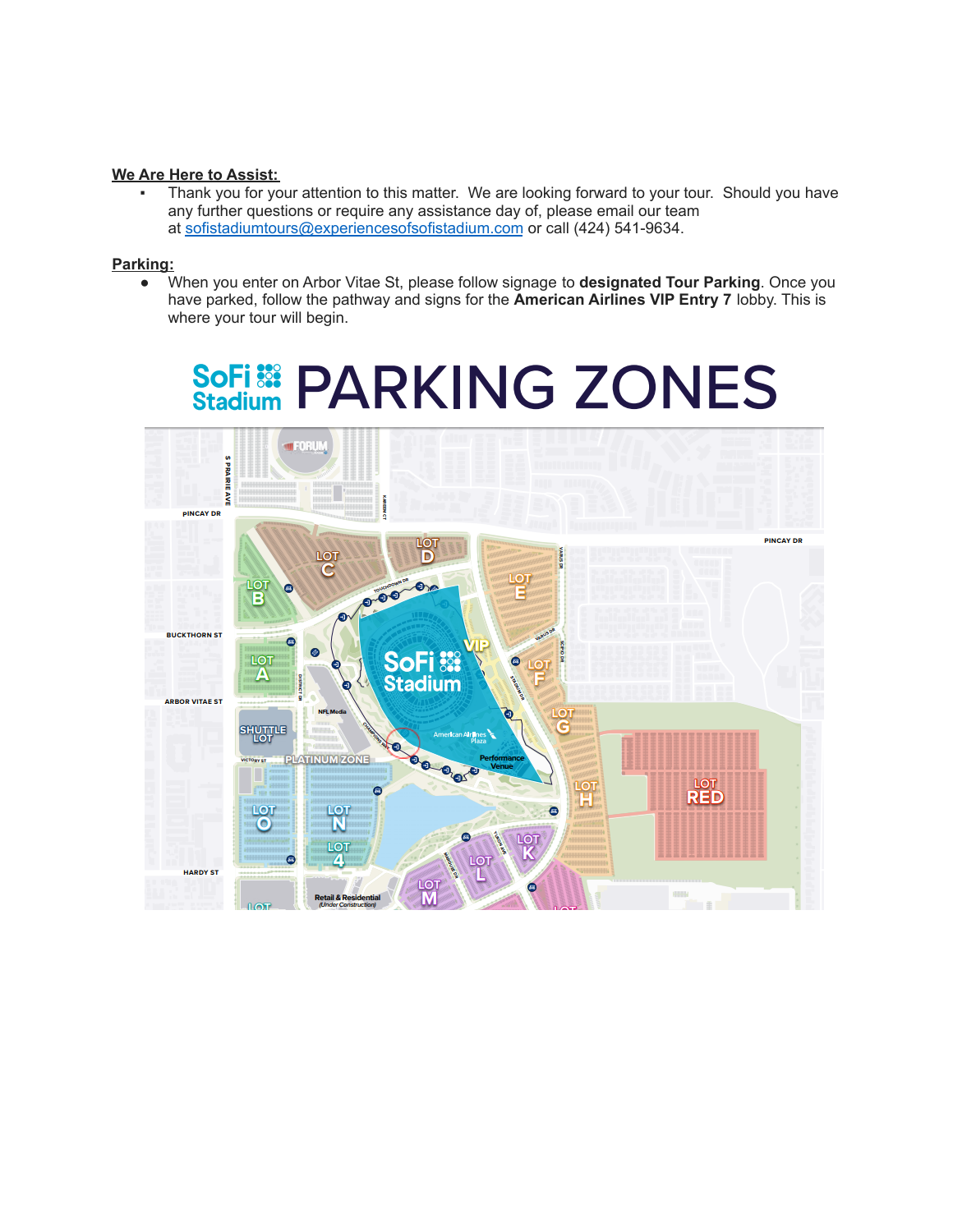**We Are Here to Assist:**

- Thank you for your attention to this matter. We are looking forward to your tour. Should you have any further questions or require any assistance day of, please email our team at [sofistadiumtours@experiencesofsofistadium.com](mailto:sofistadiumtours@experiencesofsofistadium.com) or call (424) 541-9634.

**Parking:**

- When you enter on Arbor Vitae St, please follow signage to **designated Tour Parking**. Once you have parked, follow the pathway and signs for the **American Airlines VIP Entry 7** lobby. This is where your tour will begin.

## SoFi Stadium PARKING ZONES